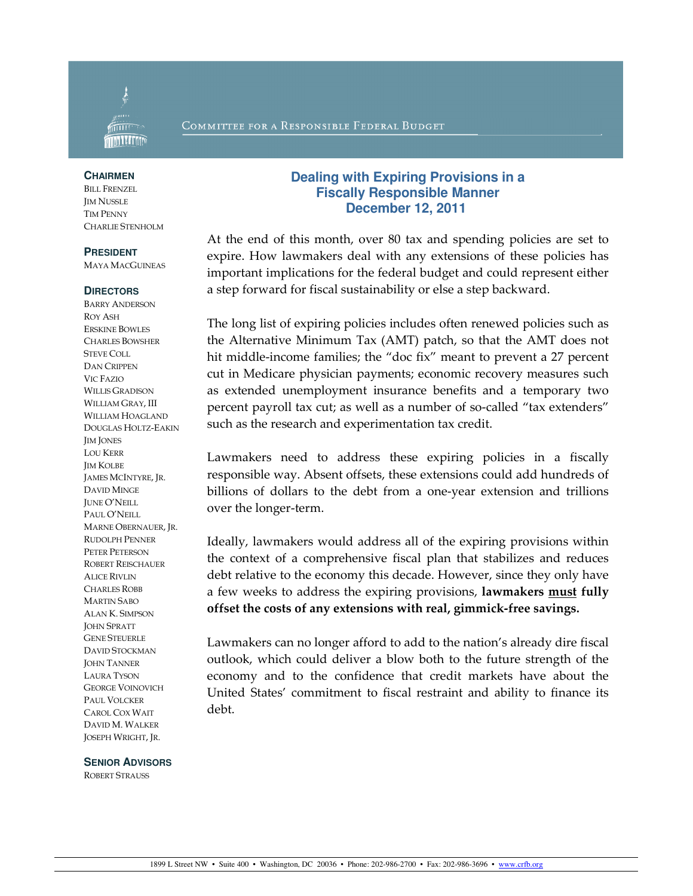COMMITTEE FOR A RESPONSIBLE FEDERAL BUDGET

**CHAIRMEN**
BILL FRENZEL
JIM NUSSLE
TIM PENNY
CHARLIE STENHOLM

**PRESIDENT**
MAYA MACGUINEAS

**DIRECTORS**
BARRY ANDERSON
ROY ASH
ERSKINE BOWLES
CHARLES BOWSHER
STEVE COLL
DAN CRIPPEN
VIC FAZIO
WILLIS GRADISON
WILLIAM GRAY, III
WILLIAM HOAGLAND
DOUGLAS HOLTZ-EAKIN
JIM JONES
LOU KERR
JIM KOLBE
JAMES MCINTYRE, JR.
DAVID MINGE
JUNE O'NEILL
PAUL O'NEILL
MARNE OBERNAUER, JR.
RUDOLPH PENNER
PETER PETERSON
ROBERT REISCHAUER
ALICE RIVLIN
CHARLES ROBB
MARTIN SABO
ALAN K. SIMPSON
JOHN SPRATT
GENE STEUERLE
DAVID STOCKMAN
JOHN TANNER
LAURA TYSON
GEORGE VOINOVICH
PAUL VOLCKER
CAROL COX WAIT
DAVID M. WALKER
JOSEPH WRIGHT, JR.

**SENIOR ADVISORS**
ROBERT STRAUSS

# Dealing with Expiring Provisions in a Fiscally Responsible Manner

**December 12, 2011**

At the end of this month, over 80 tax and spending policies are set to expire. How lawmakers deal with any extensions of these policies has important implications for the federal budget and could represent either a step forward for fiscal sustainability or else a step backward.

The long list of expiring policies includes often renewed policies such as the Alternative Minimum Tax (AMT) patch, so that the AMT does not hit middle-income families; the "doc fix" meant to prevent a 27 percent cut in Medicare physician payments; economic recovery measures such as extended unemployment insurance benefits and a temporary two percent payroll tax cut; as well as a number of so-called "tax extenders" such as the research and experimentation tax credit.

Lawmakers need to address these expiring policies in a fiscally responsible way. Absent offsets, these extensions could add hundreds of billions of dollars to the debt from a one-year extension and trillions over the longer-term.

Ideally, lawmakers would address all of the expiring provisions within the context of a comprehensive fiscal plan that stabilizes and reduces debt relative to the economy this decade. However, since they only have a few weeks to address the expiring provisions, **lawmakers <u>must</u> fully offset the costs of any extensions with real, gimmick-free savings.**

Lawmakers can no longer afford to add to the nation's already dire fiscal outlook, which could deliver a blow both to the future strength of the economy and to the confidence that credit markets have about the United States' commitment to fiscal restraint and ability to finance its debt.

1899 L Street NW • Suite 400 • Washington, DC 20036 • Phone: 202-986-2700 • Fax: 202-986-3696 • www.crfb.org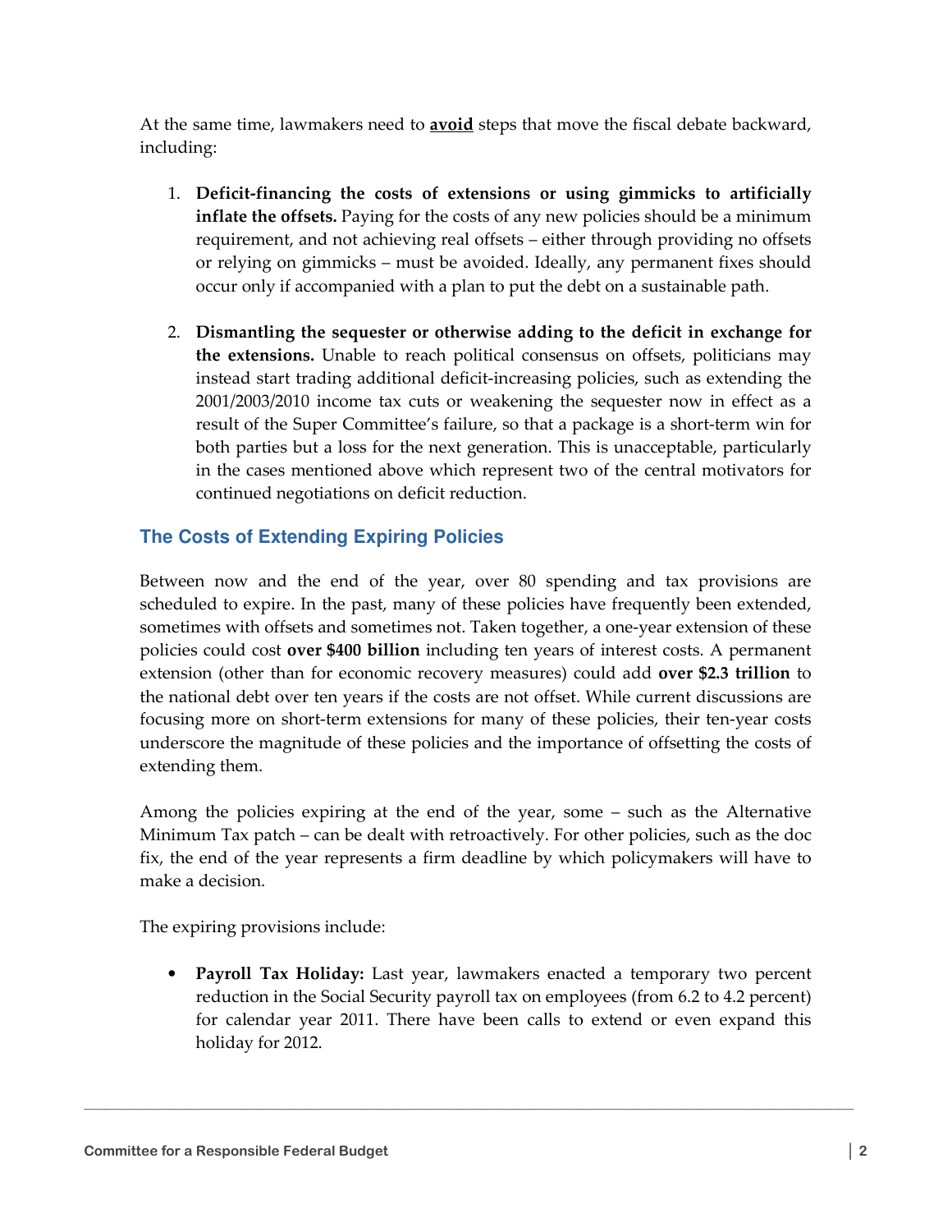At the same time, lawmakers need to **avoid** steps that move the fiscal debate backward, including:

1. **Deficit-financing the costs of extensions or using gimmicks to artificially inflate the offsets.** Paying for the costs of any new policies should be a minimum requirement, and not achieving real offsets – either through providing no offsets or relying on gimmicks – must be avoided. Ideally, any permanent fixes should occur only if accompanied with a plan to put the debt on a sustainable path.

2. **Dismantling the sequester or otherwise adding to the deficit in exchange for the extensions.** Unable to reach political consensus on offsets, politicians may instead start trading additional deficit-increasing policies, such as extending the 2001/2003/2010 income tax cuts or weakening the sequester now in effect as a result of the Super Committee's failure, so that a package is a short-term win for both parties but a loss for the next generation. This is unacceptable, particularly in the cases mentioned above which represent two of the central motivators for continued negotiations on deficit reduction.

## The Costs of Extending Expiring Policies

Between now and the end of the year, over 80 spending and tax provisions are scheduled to expire. In the past, many of these policies have frequently been extended, sometimes with offsets and sometimes not. Taken together, a one-year extension of these policies could cost **over $400 billion** including ten years of interest costs. A permanent extension (other than for economic recovery measures) could add **over $2.3 trillion** to the national debt over ten years if the costs are not offset. While current discussions are focusing more on short-term extensions for many of these policies, their ten-year costs underscore the magnitude of these policies and the importance of offsetting the costs of extending them.

Among the policies expiring at the end of the year, some – such as the Alternative Minimum Tax patch – can be dealt with retroactively. For other policies, such as the doc fix, the end of the year represents a firm deadline by which policymakers will have to make a decision.

The expiring provisions include:

- **Payroll Tax Holiday:** Last year, lawmakers enacted a temporary two percent reduction in the Social Security payroll tax on employees (from 6.2 to 4.2 percent) for calendar year 2011. There have been calls to extend or even expand this holiday for 2012.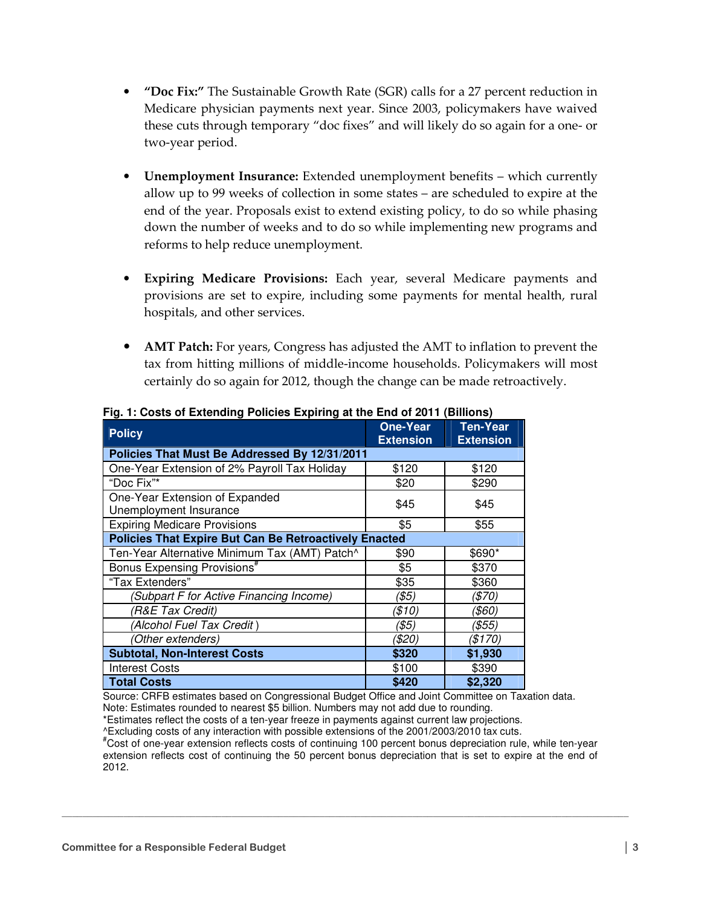- **"Doc Fix:"** The Sustainable Growth Rate (SGR) calls for a 27 percent reduction in Medicare physician payments next year. Since 2003, policymakers have waived these cuts through temporary "doc fixes" and will likely do so again for a one- or two-year period.

- **Unemployment Insurance:** Extended unemployment benefits – which currently allow up to 99 weeks of collection in some states – are scheduled to expire at the end of the year. Proposals exist to extend existing policy, to do so while phasing down the number of weeks and to do so while implementing new programs and reforms to help reduce unemployment.

- **Expiring Medicare Provisions:** Each year, several Medicare payments and provisions are set to expire, including some payments for mental health, rural hospitals, and other services.

- **AMT Patch:** For years, Congress has adjusted the AMT to inflation to prevent the tax from hitting millions of middle-income households. Policymakers will most certainly do so again for 2012, though the change can be made retroactively.

**Fig. 1: Costs of Extending Policies Expiring at the End of 2011 (Billions)**

| Policy | One-Year Extension | Ten-Year Extension |
|---|---|---|
| **Policies That Must Be Addressed By 12/31/2011** | | |
| One-Year Extension of 2% Payroll Tax Holiday | $120 | $120 |
| "Doc Fix"* | $20 | $290 |
| One-Year Extension of Expanded Unemployment Insurance | $45 | $45 |
| Expiring Medicare Provisions | $5 | $55 |
| **Policies That Expire But Can Be Retroactively Enacted** | | |
| Ten-Year Alternative Minimum Tax (AMT) Patch^ | $90 | $690* |
| Bonus Expensing Provisions# | $5 | $370 |
| "Tax Extenders" | $35 | $360 |
| *(Subpart F for Active Financing Income)* | *($5)* | *($70)* |
| *(R&E Tax Credit)* | *($10)* | *($60)* |
| *(Alcohol Fuel Tax Credit )* | *($5)* | *($55)* |
| *(Other extenders)* | *($20)* | *($170)* |
| **Subtotal, Non-Interest Costs** | **$320** | **$1,930** |
| Interest Costs | $100 | $390 |
| **Total Costs** | **$420** | **$2,320** |

Source: CRFB estimates based on Congressional Budget Office and Joint Committee on Taxation data.
Note: Estimates rounded to nearest $5 billion. Numbers may not add due to rounding.
*Estimates reflect the costs of a ten-year freeze in payments against current law projections.
^Excluding costs of any interaction with possible extensions of the 2001/2003/2010 tax cuts.
#Cost of one-year extension reflects costs of continuing 100 percent bonus depreciation rule, while ten-year extension reflects cost of continuing the 50 percent bonus depreciation that is set to expire at the end of 2012.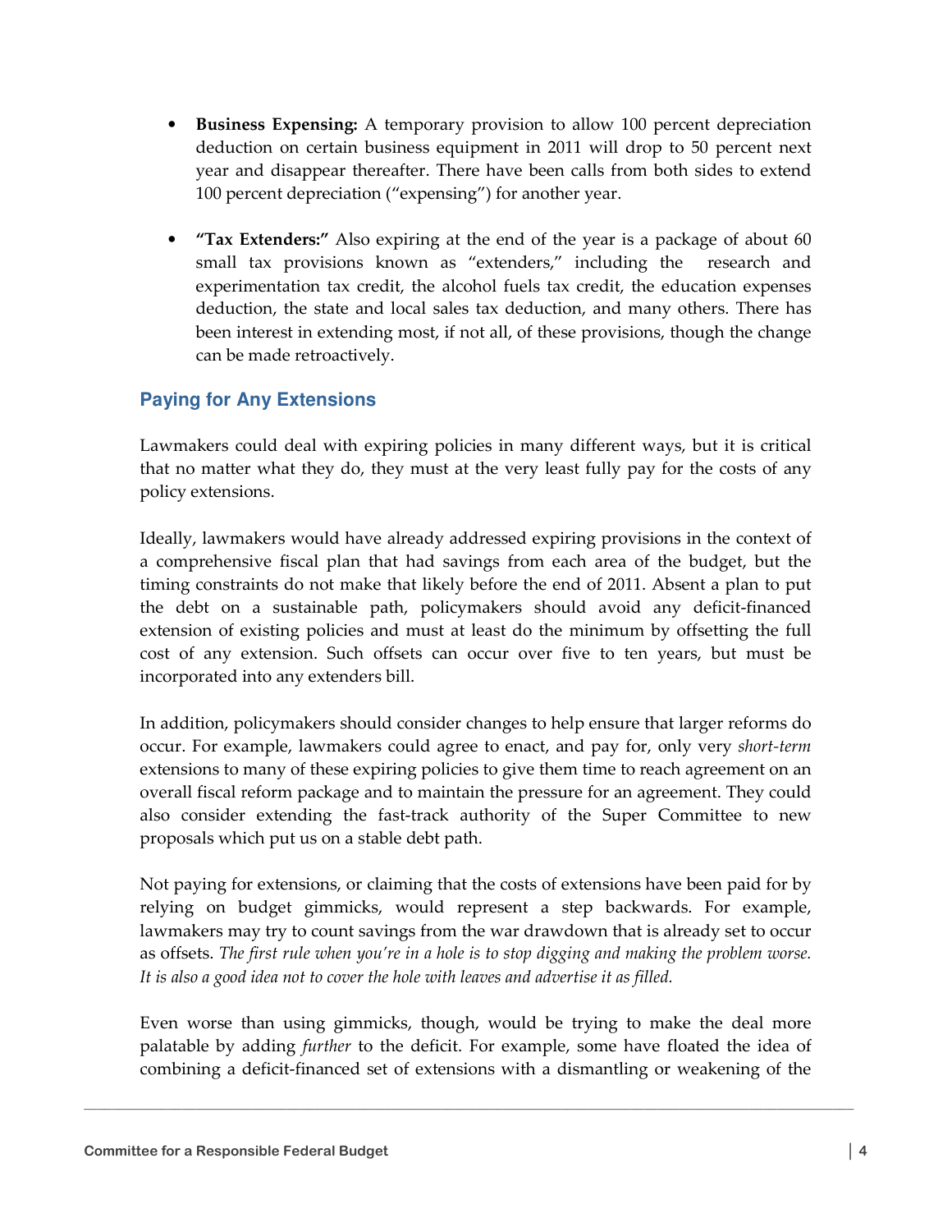- **Business Expensing:** A temporary provision to allow 100 percent depreciation deduction on certain business equipment in 2011 will drop to 50 percent next year and disappear thereafter. There have been calls from both sides to extend 100 percent depreciation ("expensing") for another year.

- **"Tax Extenders:"** Also expiring at the end of the year is a package of about 60 small tax provisions known as "extenders," including the research and experimentation tax credit, the alcohol fuels tax credit, the education expenses deduction, the state and local sales tax deduction, and many others. There has been interest in extending most, if not all, of these provisions, though the change can be made retroactively.

## Paying for Any Extensions

Lawmakers could deal with expiring policies in many different ways, but it is critical that no matter what they do, they must at the very least fully pay for the costs of any policy extensions.

Ideally, lawmakers would have already addressed expiring provisions in the context of a comprehensive fiscal plan that had savings from each area of the budget, but the timing constraints do not make that likely before the end of 2011. Absent a plan to put the debt on a sustainable path, policymakers should avoid any deficit-financed extension of existing policies and must at least do the minimum by offsetting the full cost of any extension. Such offsets can occur over five to ten years, but must be incorporated into any extenders bill.

In addition, policymakers should consider changes to help ensure that larger reforms do occur. For example, lawmakers could agree to enact, and pay for, only very *short-term* extensions to many of these expiring policies to give them time to reach agreement on an overall fiscal reform package and to maintain the pressure for an agreement. They could also consider extending the fast-track authority of the Super Committee to new proposals which put us on a stable debt path.

Not paying for extensions, or claiming that the costs of extensions have been paid for by relying on budget gimmicks, would represent a step backwards. For example, lawmakers may try to count savings from the war drawdown that is already set to occur as offsets. *The first rule when you're in a hole is to stop digging and making the problem worse. It is also a good idea not to cover the hole with leaves and advertise it as filled.*

Even worse than using gimmicks, though, would be trying to make the deal more palatable by adding *further* to the deficit. For example, some have floated the idea of combining a deficit-financed set of extensions with a dismantling or weakening of the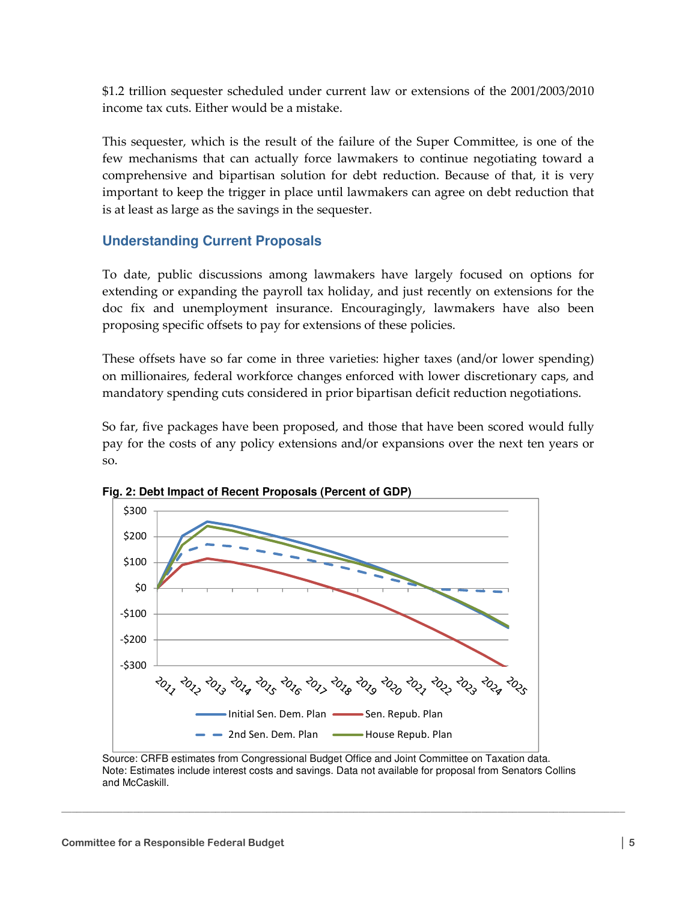$1.2 trillion sequester scheduled under current law or extensions of the 2001/2003/2010 income tax cuts. Either would be a mistake.

This sequester, which is the result of the failure of the Super Committee, is one of the few mechanisms that can actually force lawmakers to continue negotiating toward a comprehensive and bipartisan solution for debt reduction. Because of that, it is very important to keep the trigger in place until lawmakers can agree on debt reduction that is at least as large as the savings in the sequester.

## Understanding Current Proposals

To date, public discussions among lawmakers have largely focused on options for extending or expanding the payroll tax holiday, and just recently on extensions for the doc fix and unemployment insurance. Encouragingly, lawmakers have also been proposing specific offsets to pay for extensions of these policies.

These offsets have so far come in three varieties: higher taxes (and/or lower spending) on millionaires, federal workforce changes enforced with lower discretionary caps, and mandatory spending cuts considered in prior bipartisan deficit reduction negotiations.

So far, five packages have been proposed, and those that have been scored would fully pay for the costs of any policy extensions and/or expansions over the next ten years or so.

**Fig. 2: Debt Impact of Recent Proposals (Percent of GDP)**

Source: CRFB estimates from Congressional Budget Office and Joint Committee on Taxation data.
Note: Estimates include interest costs and savings. Data not available for proposal from Senators Collins and McCaskill.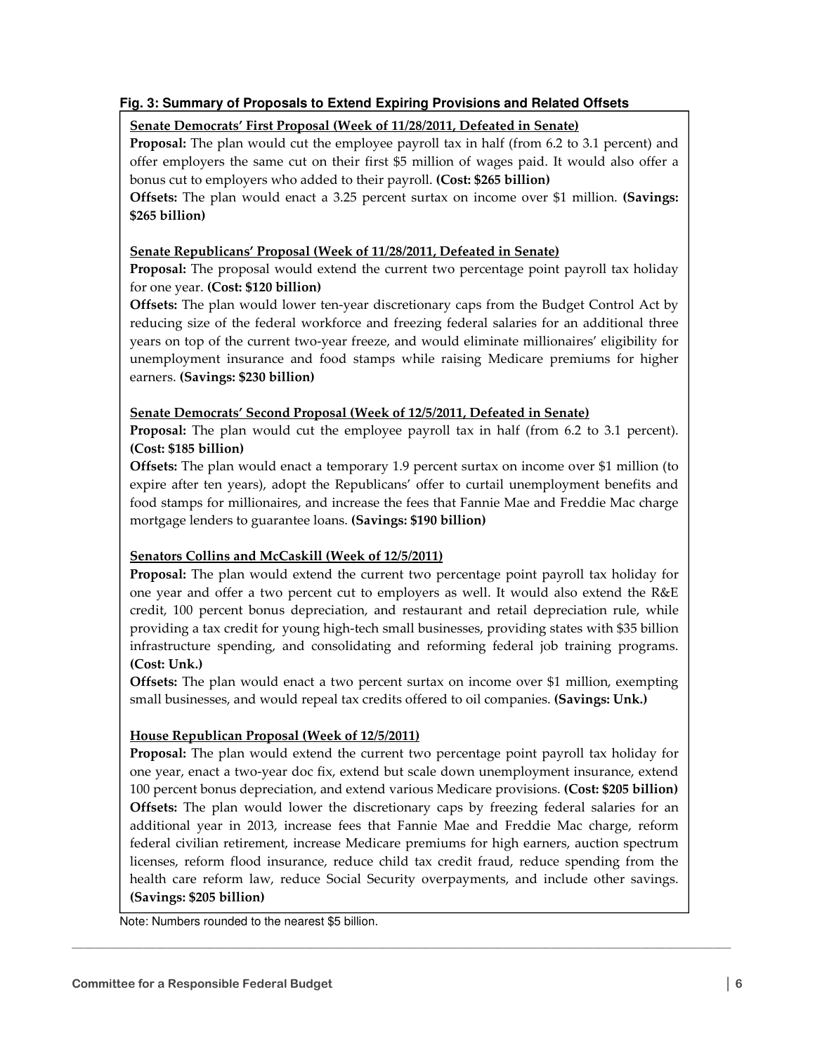**Fig. 3: Summary of Proposals to Extend Expiring Provisions and Related Offsets**

**Senate Democrats' First Proposal (Week of 11/28/2011, Defeated in Senate)**

**Proposal:** The plan would cut the employee payroll tax in half (from 6.2 to 3.1 percent) and offer employers the same cut on their first $5 million of wages paid. It would also offer a bonus cut to employers who added to their payroll. **(Cost: $265 billion)**

**Offsets:** The plan would enact a 3.25 percent surtax on income over $1 million. **(Savings: $265 billion)**

**Senate Republicans' Proposal (Week of 11/28/2011, Defeated in Senate)**

**Proposal:** The proposal would extend the current two percentage point payroll tax holiday for one year. **(Cost: $120 billion)**

**Offsets:** The plan would lower ten-year discretionary caps from the Budget Control Act by reducing size of the federal workforce and freezing federal salaries for an additional three years on top of the current two-year freeze, and would eliminate millionaires' eligibility for unemployment insurance and food stamps while raising Medicare premiums for higher earners. **(Savings: $230 billion)**

**Senate Democrats' Second Proposal (Week of 12/5/2011, Defeated in Senate)**

**Proposal:** The plan would cut the employee payroll tax in half (from 6.2 to 3.1 percent). **(Cost: $185 billion)**

**Offsets:** The plan would enact a temporary 1.9 percent surtax on income over $1 million (to expire after ten years), adopt the Republicans' offer to curtail unemployment benefits and food stamps for millionaires, and increase the fees that Fannie Mae and Freddie Mac charge mortgage lenders to guarantee loans. **(Savings: $190 billion)**

**Senators Collins and McCaskill (Week of 12/5/2011)**

**Proposal:** The plan would extend the current two percentage point payroll tax holiday for one year and offer a two percent cut to employers as well. It would also extend the R&E credit, 100 percent bonus depreciation, and restaurant and retail depreciation rule, while providing a tax credit for young high-tech small businesses, providing states with $35 billion infrastructure spending, and consolidating and reforming federal job training programs. **(Cost: Unk.)**

**Offsets:** The plan would enact a two percent surtax on income over $1 million, exempting small businesses, and would repeal tax credits offered to oil companies. **(Savings: Unk.)**

**House Republican Proposal (Week of 12/5/2011)**

**Proposal:** The plan would extend the current two percentage point payroll tax holiday for one year, enact a two-year doc fix, extend but scale down unemployment insurance, extend 100 percent bonus depreciation, and extend various Medicare provisions. **(Cost: $205 billion)**

**Offsets:** The plan would lower the discretionary caps by freezing federal salaries for an additional year in 2013, increase fees that Fannie Mae and Freddie Mac charge, reform federal civilian retirement, increase Medicare premiums for high earners, auction spectrum licenses, reform flood insurance, reduce child tax credit fraud, reduce spending from the health care reform law, reduce Social Security overpayments, and include other savings. **(Savings: $205 billion)**

Note: Numbers rounded to the nearest $5 billion.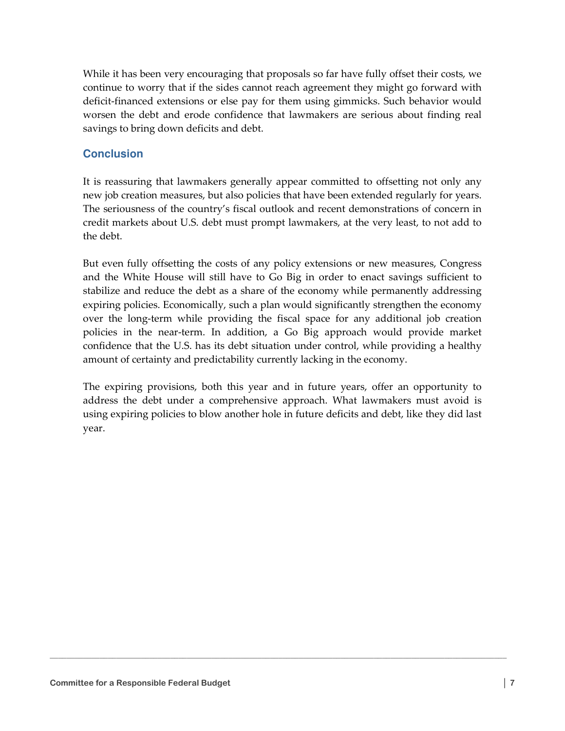While it has been very encouraging that proposals so far have fully offset their costs, we continue to worry that if the sides cannot reach agreement they might go forward with deficit-financed extensions or else pay for them using gimmicks. Such behavior would worsen the debt and erode confidence that lawmakers are serious about finding real savings to bring down deficits and debt.

## Conclusion

It is reassuring that lawmakers generally appear committed to offsetting not only any new job creation measures, but also policies that have been extended regularly for years. The seriousness of the country's fiscal outlook and recent demonstrations of concern in credit markets about U.S. debt must prompt lawmakers, at the very least, to not add to the debt.

But even fully offsetting the costs of any policy extensions or new measures, Congress and the White House will still have to Go Big in order to enact savings sufficient to stabilize and reduce the debt as a share of the economy while permanently addressing expiring policies. Economically, such a plan would significantly strengthen the economy over the long-term while providing the fiscal space for any additional job creation policies in the near-term. In addition, a Go Big approach would provide market confidence that the U.S. has its debt situation under control, while providing a healthy amount of certainty and predictability currently lacking in the economy.

The expiring provisions, both this year and in future years, offer an opportunity to address the debt under a comprehensive approach. What lawmakers must avoid is using expiring policies to blow another hole in future deficits and debt, like they did last year.